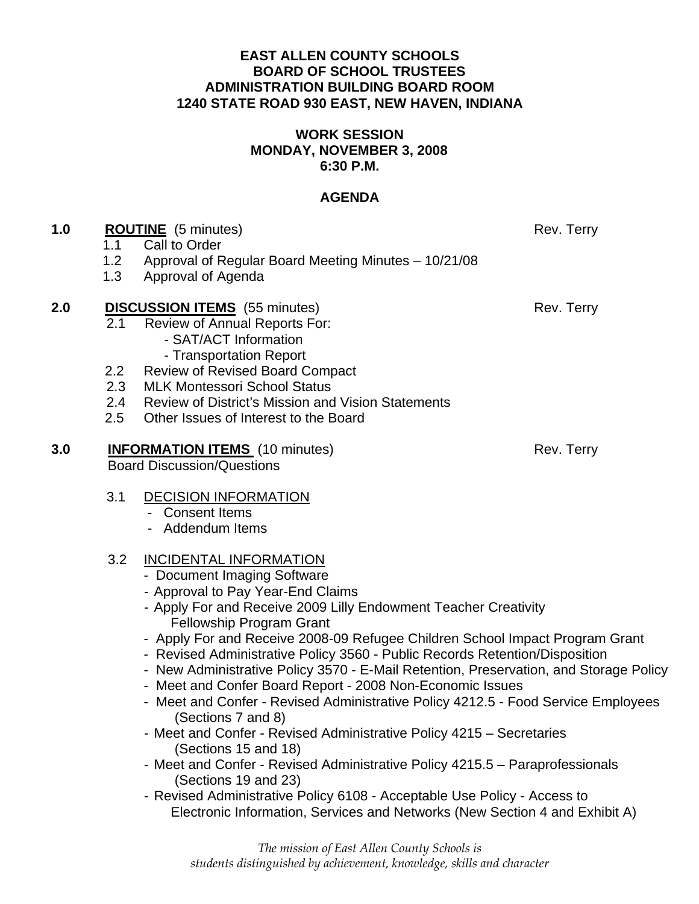**EAST ALLEN COUNTY SCHOOLS**
**BOARD OF SCHOOL TRUSTEES**
**ADMINISTRATION BUILDING BOARD ROOM**
**1240 STATE ROAD 930 EAST, NEW HAVEN, INDIANA**

**WORK SESSION**
**MONDAY, NOVEMBER 3, 2008**
**6:30 P.M.**

**AGENDA**

**1.0 <u>ROUTINE</u>** (5 minutes) — Rev. Terry

- 1.1 Call to Order
- 1.2 Approval of Regular Board Meeting Minutes – 10/21/08
- 1.3 Approval of Agenda

**2.0 <u>DISCUSSION ITEMS</u>** (55 minutes) — Rev. Terry

- 2.1 Review of Annual Reports For:
  - SAT/ACT Information
  - Transportation Report
- 2.2 Review of Revised Board Compact
- 2.3 MLK Montessori School Status
- 2.4 Review of District's Mission and Vision Statements
- 2.5 Other Issues of Interest to the Board

**3.0 <u>INFORMATION ITEMS</u>** (10 minutes) — Rev. Terry

Board Discussion/Questions

- 3.1 <u>DECISION INFORMATION</u>
  - Consent Items
  - Addendum Items

- 3.2 <u>INCIDENTAL INFORMATION</u>
  - Document Imaging Software
  - Approval to Pay Year-End Claims
  - Apply For and Receive 2009 Lilly Endowment Teacher Creativity Fellowship Program Grant
  - Apply For and Receive 2008-09 Refugee Children School Impact Program Grant
  - Revised Administrative Policy 3560 - Public Records Retention/Disposition
  - New Administrative Policy 3570 - E-Mail Retention, Preservation, and Storage Policy
  - Meet and Confer Board Report - 2008 Non-Economic Issues
  - Meet and Confer - Revised Administrative Policy 4212.5 - Food Service Employees (Sections 7 and 8)
  - Meet and Confer - Revised Administrative Policy 4215 – Secretaries (Sections 15 and 18)
  - Meet and Confer - Revised Administrative Policy 4215.5 – Paraprofessionals (Sections 19 and 23)
  - Revised Administrative Policy 6108 - Acceptable Use Policy - Access to Electronic Information, Services and Networks (New Section 4 and Exhibit A)

*The mission of East Allen County Schools is*
*students distinguished by achievement, knowledge, skills and character*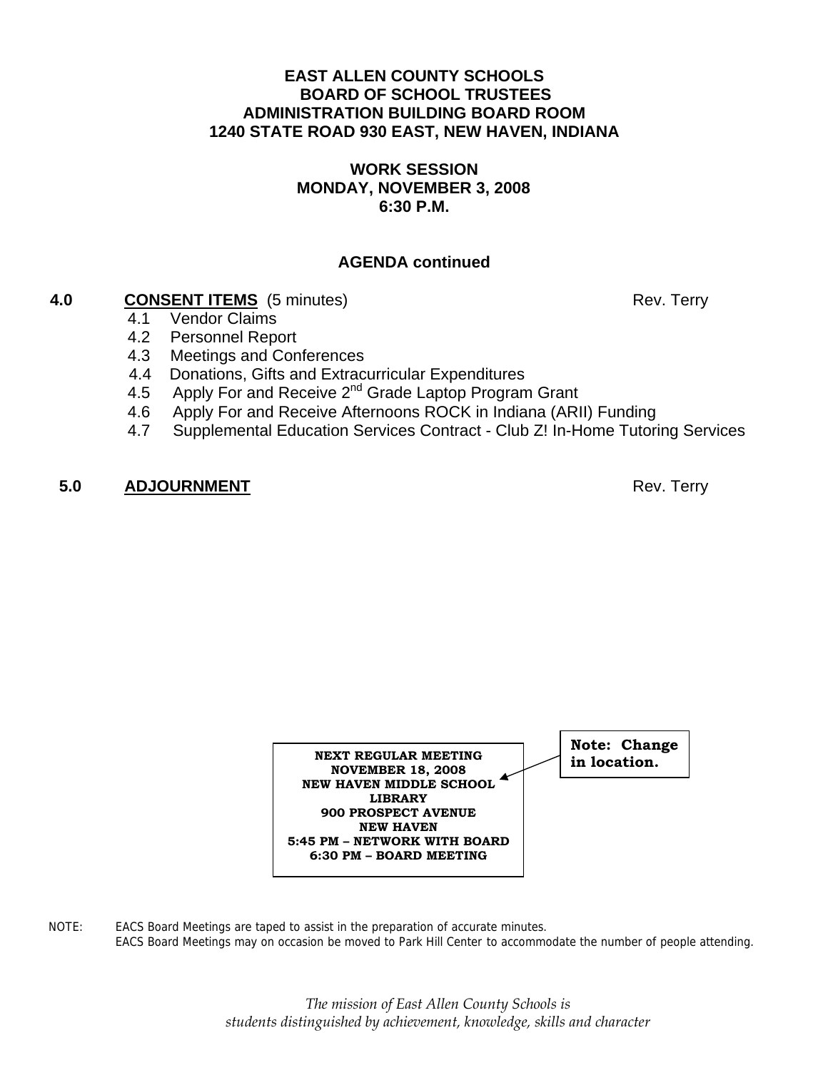**EAST ALLEN COUNTY SCHOOLS**
**BOARD OF SCHOOL TRUSTEES**
**ADMINISTRATION BUILDING BOARD ROOM**
**1240 STATE ROAD 930 EAST, NEW HAVEN, INDIANA**

**WORK SESSION**
**MONDAY, NOVEMBER 3, 2008**
**6:30 P.M.**

**AGENDA continued**

**4.0 CONSENT ITEMS** (5 minutes) — Rev. Terry

- 4.1 Vendor Claims
- 4.2 Personnel Report
- 4.3 Meetings and Conferences
- 4.4 Donations, Gifts and Extracurricular Expenditures
- 4.5 Apply For and Receive 2nd Grade Laptop Program Grant
- 4.6 Apply For and Receive Afternoons ROCK in Indiana (ARII) Funding
- 4.7 Supplemental Education Services Contract - Club Z! In-Home Tutoring Services

**5.0 ADJOURNMENT** — Rev. Terry

**NEXT REGULAR MEETING**
**NOVEMBER 18, 2008**
**NEW HAVEN MIDDLE SCHOOL LIBRARY**
**900 PROSPECT AVENUE**
**NEW HAVEN**
**5:45 PM – NETWORK WITH BOARD**
**6:30 PM – BOARD MEETING**

**Note: Change in location.**

NOTE: EACS Board Meetings are taped to assist in the preparation of accurate minutes.
EACS Board Meetings may on occasion be moved to Park Hill Center to accommodate the number of people attending.

*The mission of East Allen County Schools is students distinguished by achievement, knowledge, skills and character*